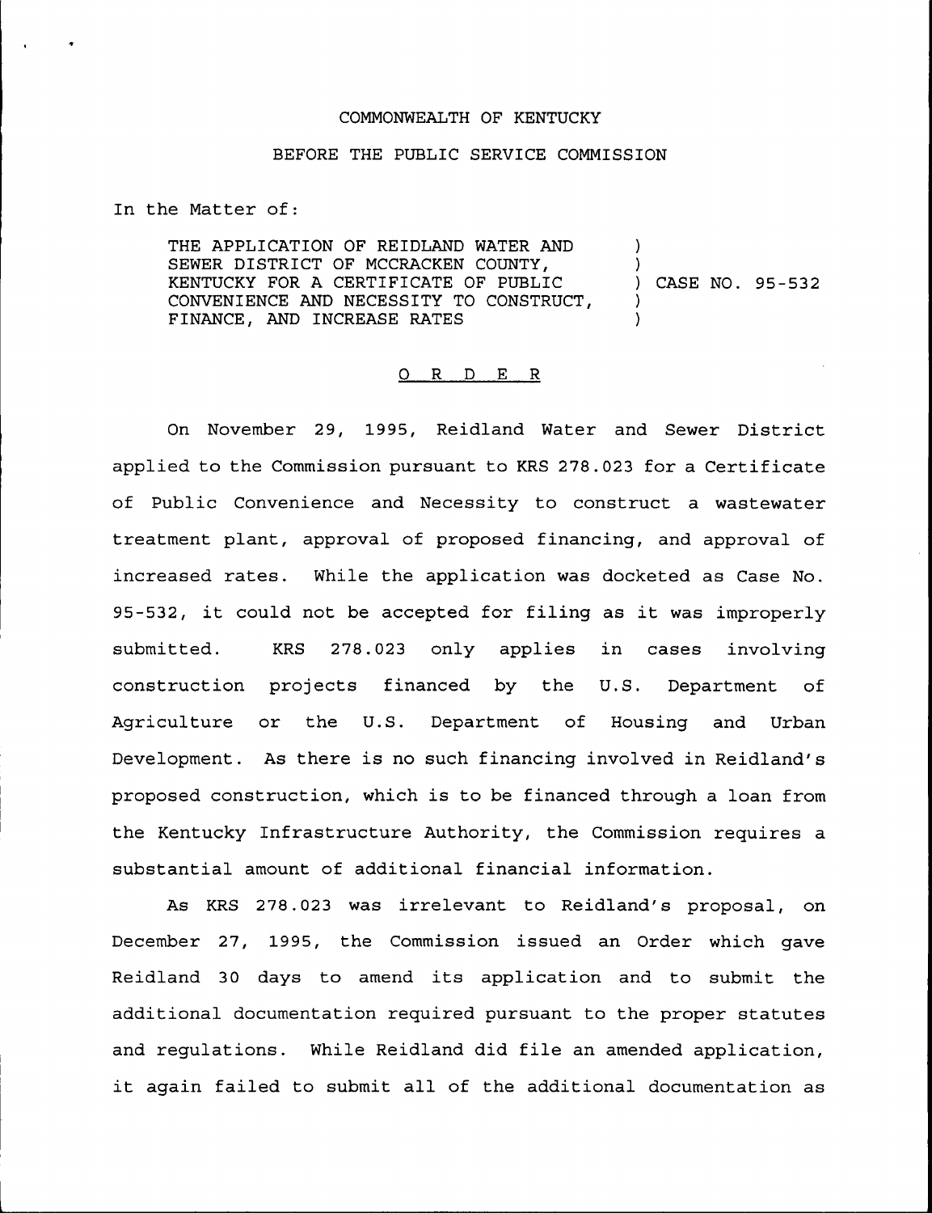COMMONWEALTH OF KENTUCKY

BEFORE THE PUBLIC SERVICE COMMISSION

In the Matter of:

THE APPLICATION OF REIDLAND WATER AND SEWER DISTRICT OF MCCRACKEN COUNTY, KENTUCKY FOR A CERTIFICATE OF PUBLIC CONVENIENCE AND NECESSITY TO CONSTRUCT, FINANCE, AND INCREASE RATES ) CASE NO. 95-532

O R D E R

On November 29, 1995, Reidland Water and Sewer District applied to the Commission pursuant to KRS 278.023 for a Certificate of Public Convenience and Necessity to construct a wastewater treatment plant, approval of proposed financing, and approval of increased rates. While the application was docketed as Case No. 95-532, it could not be accepted for filing as it was improperly submitted. KRS 278.023 only applies in cases involving construction projects financed by the U.S. Department of Agriculture or the U.S. Department of Housing and Urban Development. As there is no such financing involved in Reidland's proposed construction, which is to be financed through a loan from the Kentucky Infrastructure Authority, the Commission requires a substantial amount of additional financial information.

As KRS 278.023 was irrelevant to Reidland's proposal, on December 27, 1995, the Commission issued an Order which gave Reidland 30 days to amend its application and to submit the additional documentation required pursuant to the proper statutes and regulations. While Reidland did file an amended application, it again failed to submit all of the additional documentation as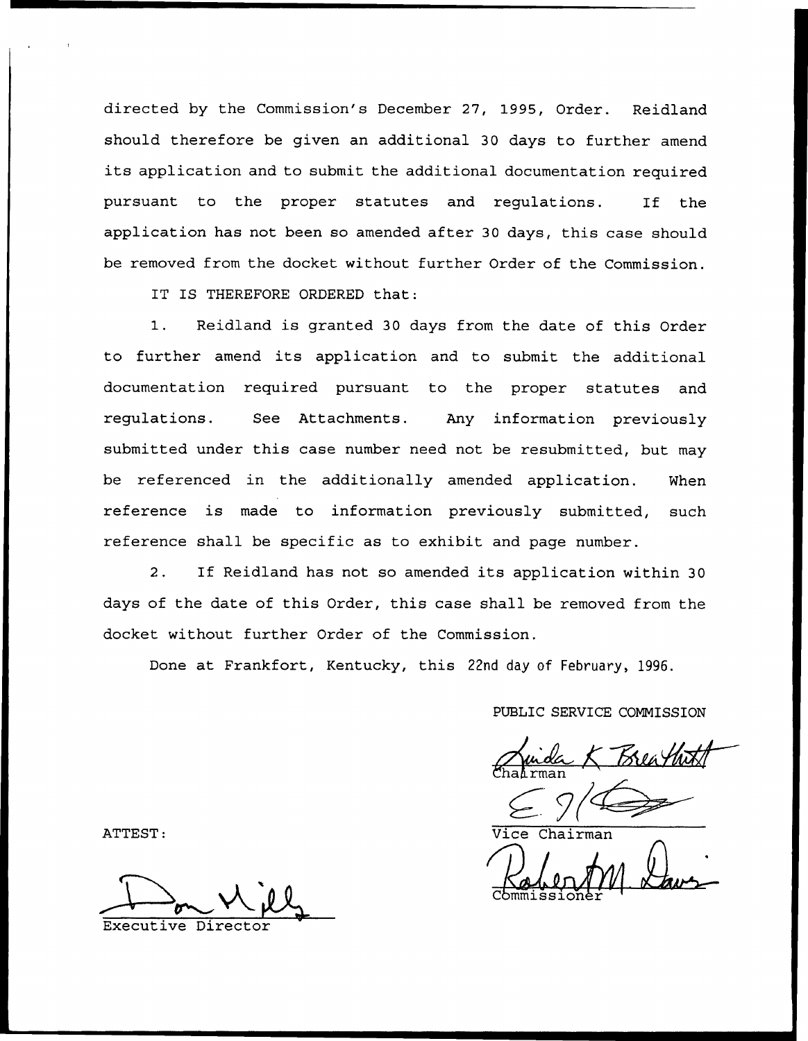directed by the Commission's December 27, 1995, Order. Reidland should therefore be given an additional 30 days to further amend its application and to submit the additional documentation required pursuant to the proper statutes and regulations. If the application has not been so amended after 30 days, this case should be removed from the docket without further Order of the Commission.

IT IS THEREFORE ORDERED that:

1. Reidland is granted 30 days from the date of this Order to further amend its application and to submit the additional documentation required pursuant to the proper statutes and regulations. See Attachments. Any information previously submitted under this case number need not be resubmitted, but may be referenced in the additionally amended application. When reference is made to information previously submitted, such reference shall be specific as to exhibit and page number.

2. If Reidland has not so amended its application within 30 days of the date of this Order, this case shall be removed from the docket without further Order of the Commission.

Done at Frankfort, Kentucky, this 22nd day of February, 1996.

PUBLIC SERVICE COMMISSION

Chairman

Vice Chairman

Commissioner

ATTEST:

Executive Director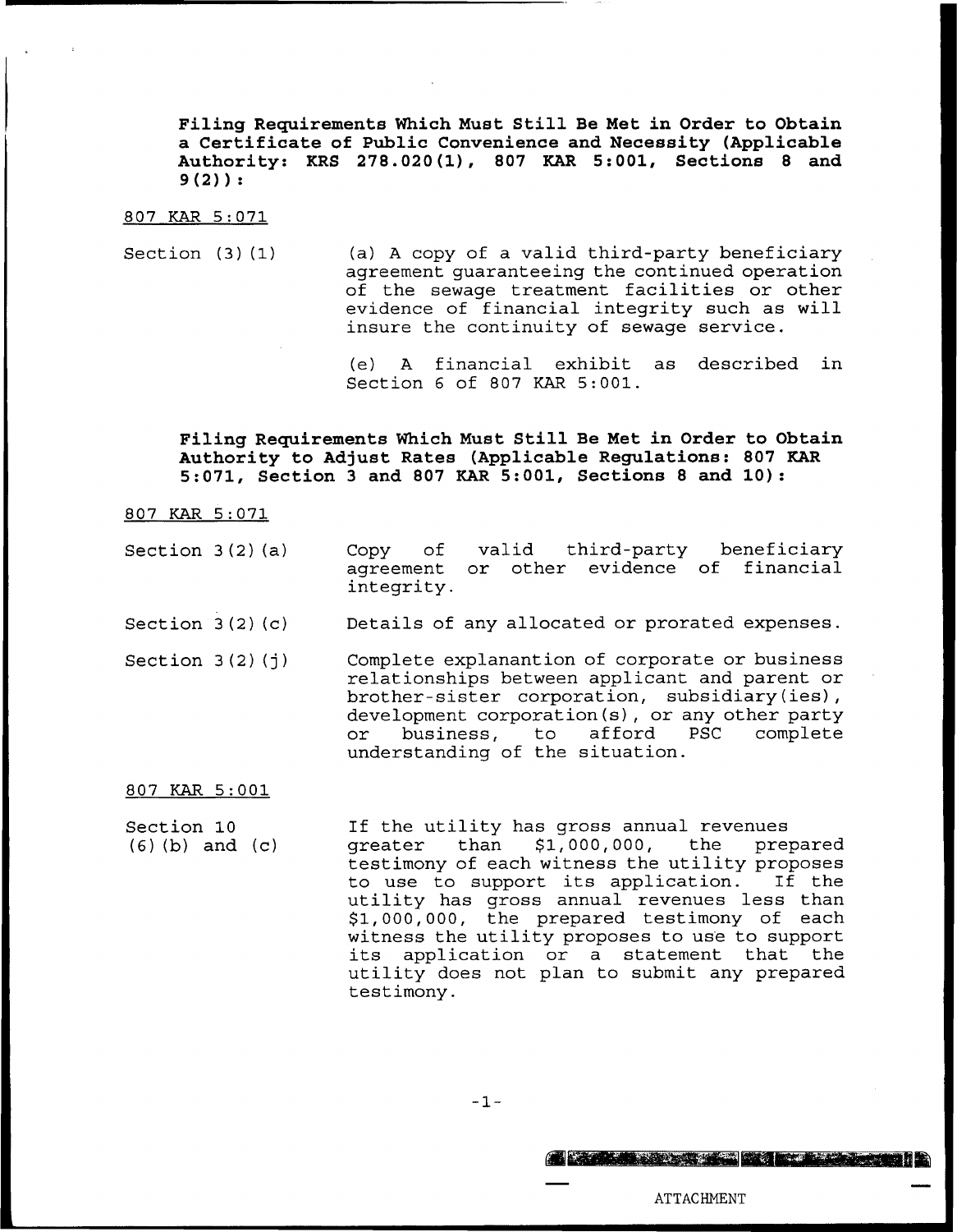**Filing Requirements Which Must Still Be Met in Order to Obtain a Certificate of Public Convenience and Necessity (Applicable Authority: KRS 278.020(1), 807 KAR 5:001, Sections 8 and 9(2)):**

807 KAR 5:071

| | |
|---|---|
| Section (3)(1) | (a) A copy of a valid third-party beneficiary agreement guaranteeing the continued operation of the sewage treatment facilities or other evidence of financial integrity such as will insure the continuity of sewage service. |
| | (e) A financial exhibit as described in Section 6 of 807 KAR 5:001. |

**Filing Requirements Which Must Still Be Met in Order to Obtain Authority to Adjust Rates (Applicable Regulations: 807 KAR 5:071, Section 3 and 807 KAR 5:001, Sections 8 and 10):**

807 KAR 5:071

| | |
|---|---|
| Section 3(2)(a) | Copy of valid third-party beneficiary agreement or other evidence of financial integrity. |
| Section 3(2)(c) | Details of any allocated or prorated expenses. |
| Section 3(2)(j) | Complete explanantion of corporate or business relationships between applicant and parent or brother-sister corporation, subsidiary(ies), development corporation(s), or any other party or business, to afford PSC complete understanding of the situation. |

807 KAR 5:001

| | |
|---|---|
| Section 10 (6)(b) and (c) | If the utility has gross annual revenues greater than $1,000,000, the prepared testimony of each witness the utility proposes to use to support its application. If the utility has gross annual revenues less than $1,000,000, the prepared testimony of each witness the utility proposes to use to support its application or a statement that the utility does not plan to submit any prepared testimony. |

ATTACHMENT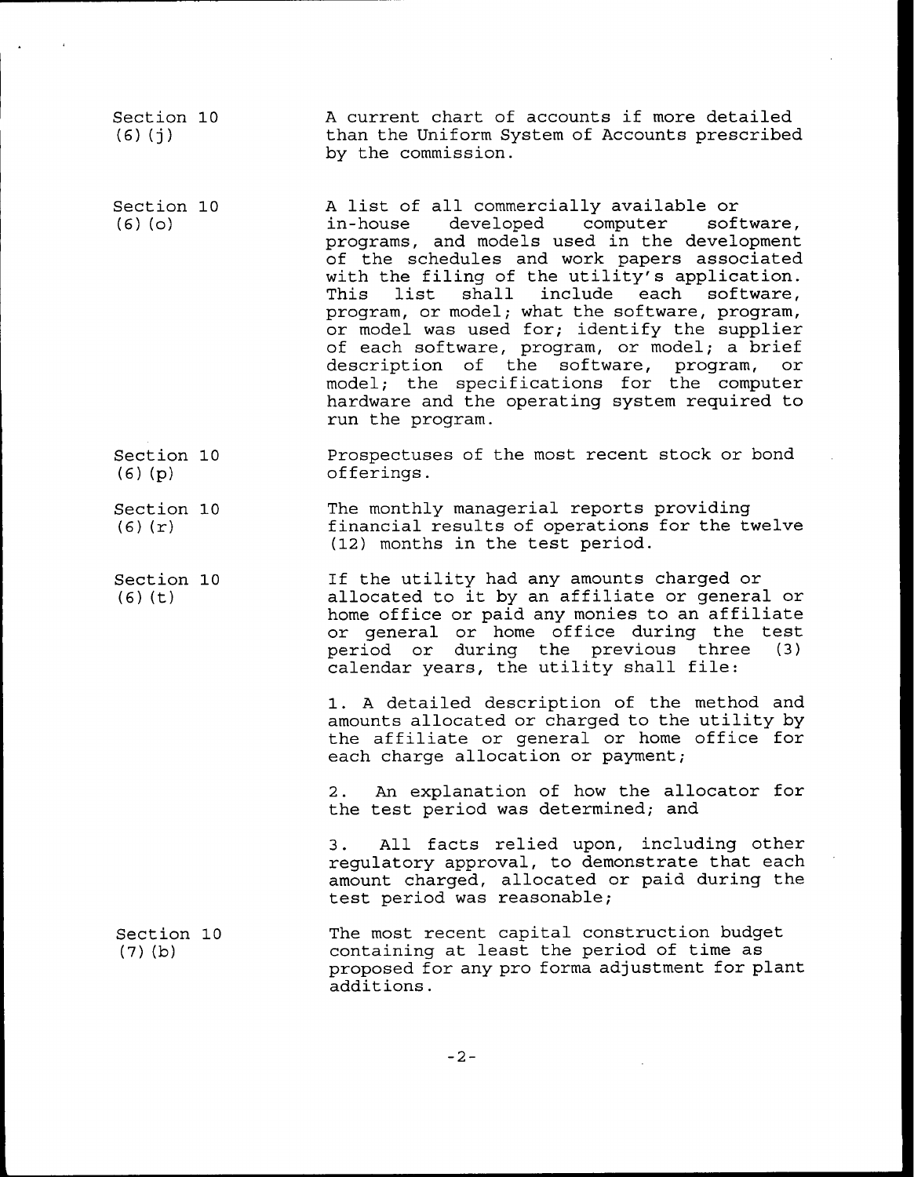| | |
|---|---|
| Section 10 (6)(j) | A current chart of accounts if more detailed than the Uniform System of Accounts prescribed by the commission. |
| Section 10 (6)(o) | A list of all commercially available or in-house developed computer software, programs, and models used in the development of the schedules and work papers associated with the filing of the utility's application. This list shall include each software, program, or model; what the software, program, or model was used for; identify the supplier of each software, program, or model; a brief description of the software, program, or model; the specifications for the computer hardware and the operating system required to run the program. |
| Section 10 (6)(p) | Prospectuses of the most recent stock or bond offerings. |
| Section 10 (6)(r) | The monthly managerial reports providing financial results of operations for the twelve (12) months in the test period. |
| Section 10 (6)(t) | If the utility had any amounts charged or allocated to it by an affiliate or general or home office or paid any monies to an affiliate or general or home office during the test period or during the previous three (3) calendar years, the utility shall file:<br><br>1. A detailed description of the method and amounts allocated or charged to the utility by the affiliate or general or home office for each charge allocation or payment;<br><br>2. An explanation of how the allocator for the test period was determined; and<br><br>3. All facts relied upon, including other regulatory approval, to demonstrate that each amount charged, allocated or paid during the test period was reasonable; |
| Section 10 (7)(b) | The most recent capital construction budget containing at least the period of time as proposed for any pro forma adjustment for plant additions. |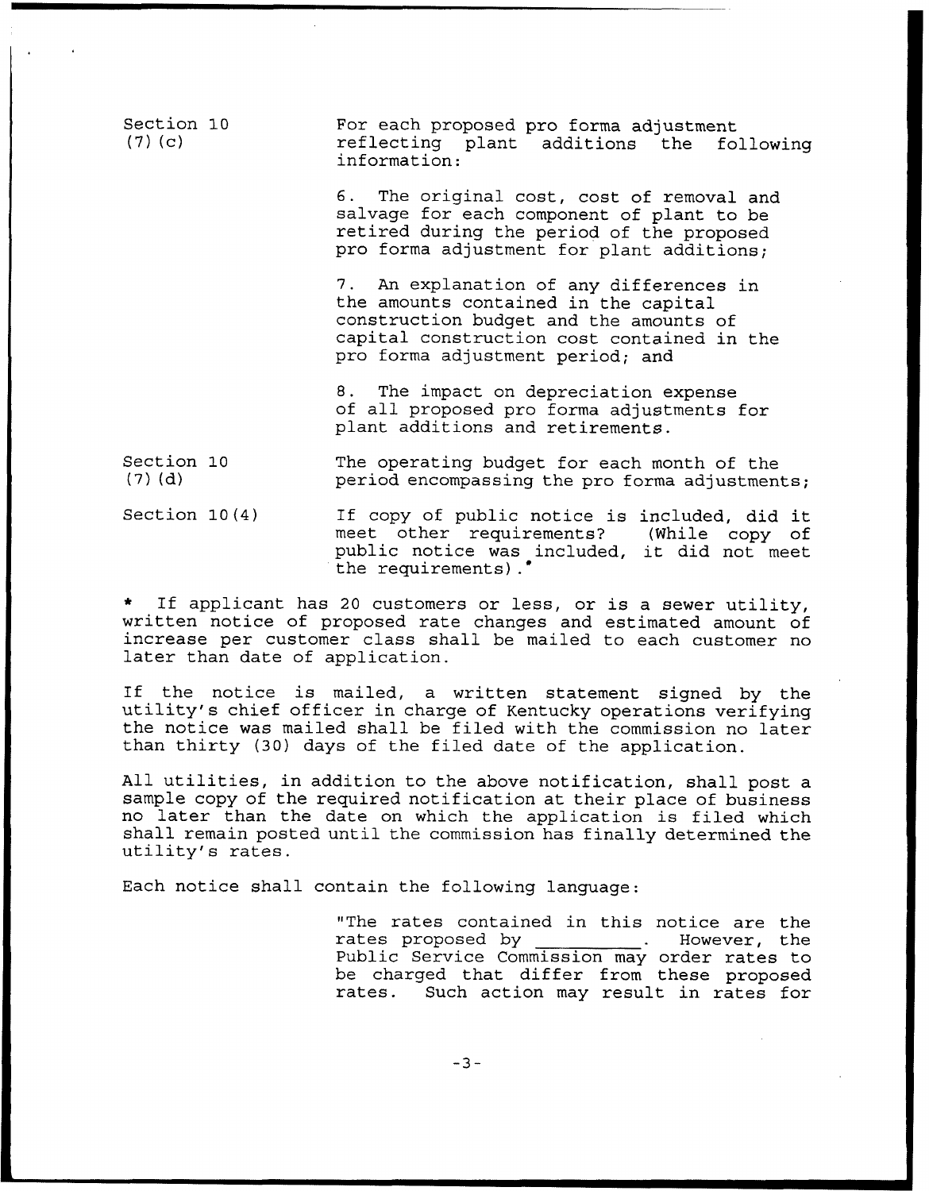Section 10 (7) (c) — For each proposed pro forma adjustment reflecting plant additions the following information:

6. The original cost, cost of removal and salvage for each component of plant to be retired during the period of the proposed pro forma adjustment for plant additions;

7. An explanation of any differences in the amounts contained in the capital construction budget and the amounts of capital construction cost contained in the pro forma adjustment period; and

8. The impact on depreciation expense of all proposed pro forma adjustments for plant additions and retirements.

Section 10 (7) (d) — The operating budget for each month of the period encompassing the pro forma adjustments;

Section 10(4) — If copy of public notice is included, did it meet other requirements? (While copy of public notice was included, it did not meet the requirements).*

* If applicant has 20 customers or less, or is a sewer utility, written notice of proposed rate changes and estimated amount of increase per customer class shall be mailed to each customer no later than date of application.

If the notice is mailed, a written statement signed by the utility's chief officer in charge of Kentucky operations verifying the notice was mailed shall be filed with the commission no later than thirty (30) days of the filed date of the application.

All utilities, in addition to the above notification, shall post a sample copy of the required notification at their place of business no later than the date on which the application is filed which shall remain posted until the commission has finally determined the utility's rates.

Each notice shall contain the following language:

> "The rates contained in this notice are the rates proposed by __________. However, the Public Service Commission may order rates to be charged that differ from these proposed rates. Such action may result in rates for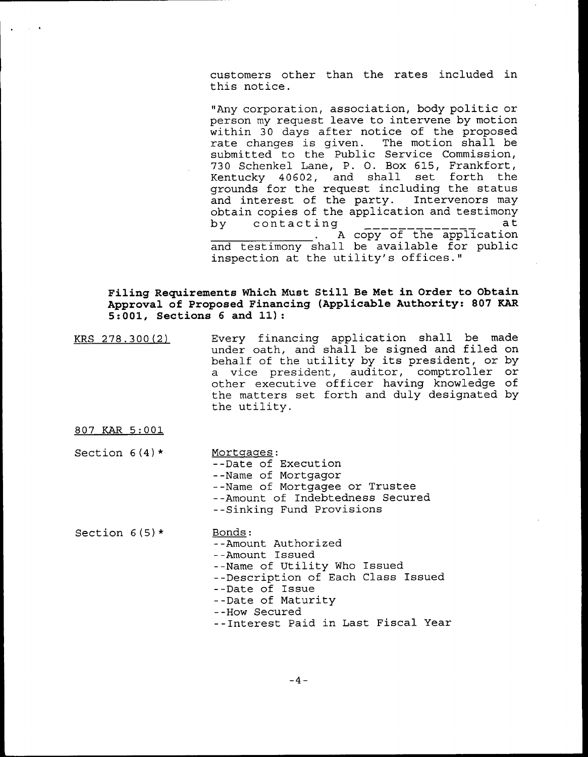customers other than the rates included in this notice.

"Any corporation, association, body politic or person my request leave to intervene by motion within 30 days after notice of the proposed rate changes is given. The motion shall be submitted to the Public Service Commission, 730 Schenkel Lane, P. O. Box 615, Frankfort, Kentucky 40602, and shall set forth the grounds for the request including the status and interest of the party. Intervenors may obtain copies of the application and testimony by contacting _____________ at _______________. A copy of the application and testimony shall be available for public inspection at the utility's offices."

**Filing Requirements Which Must Still Be Met in Order to Obtain Approval of Proposed Financing (Applicable Authority: 807 KAR 5:001, Sections 6 and 11):**

KRS 278.300(2) — Every financing application shall be made under oath, and shall be signed and filed on behalf of the utility by its president, or by a vice president, auditor, comptroller or other executive officer having knowledge of the matters set forth and duly designated by the utility.

807 KAR 5:001

Section 6(4)* — Mortgages:
- --Date of Execution
- --Name of Mortgagor
- --Name of Mortgagee or Trustee
- --Amount of Indebtedness Secured
- --Sinking Fund Provisions

Section 6(5)* — Bonds:
- --Amount Authorized
- --Amount Issued
- --Name of Utility Who Issued
- --Description of Each Class Issued
- --Date of Issue
- --Date of Maturity
- --How Secured
- --Interest Paid in Last Fiscal Year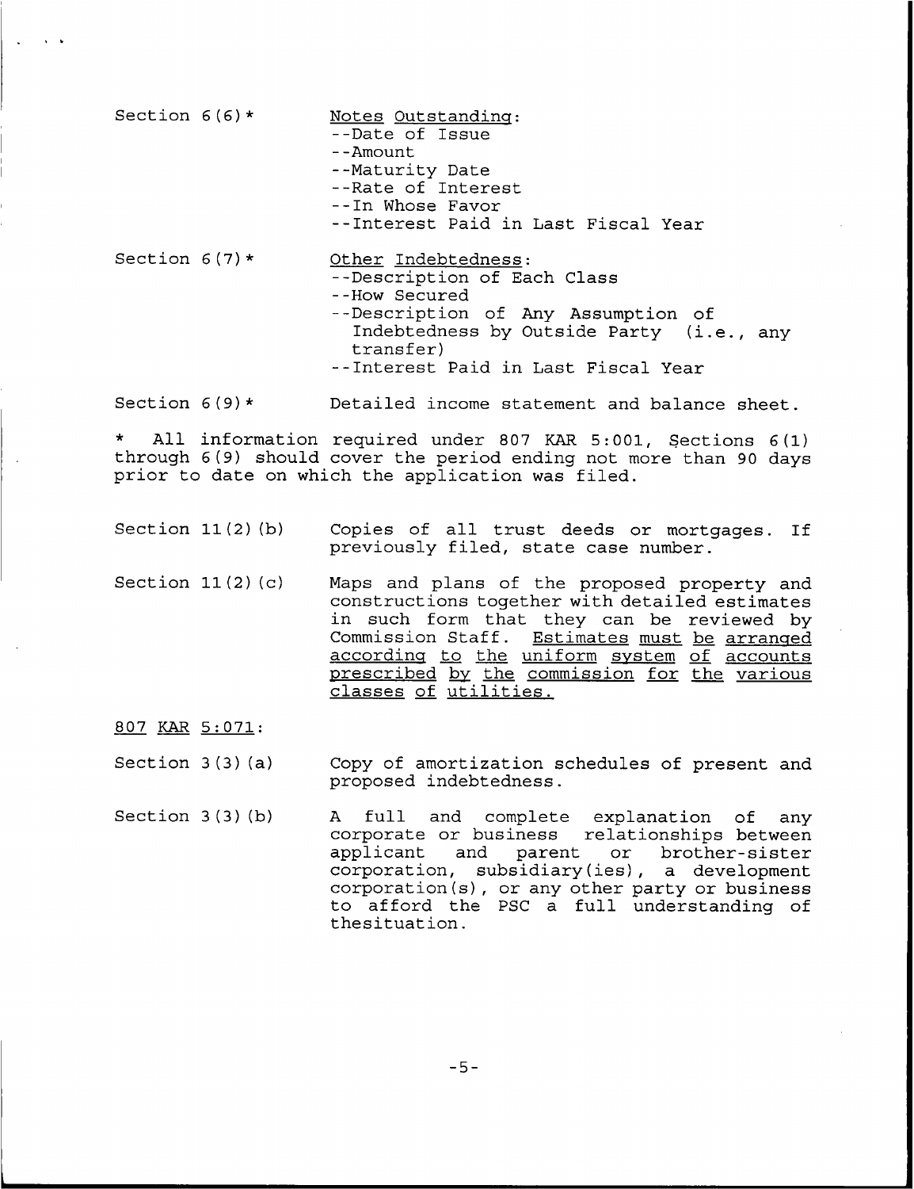Section 6(6)* Notes Outstanding:
--Date of Issue
--Amount
--Maturity Date
--Rate of Interest
--In Whose Favor
--Interest Paid in Last Fiscal Year

Section 6(7)* Other Indebtedness:
--Description of Each Class
--How Secured
--Description of Any Assumption of Indebtedness by Outside Party (i.e., any transfer)
--Interest Paid in Last Fiscal Year

Section 6(9)* Detailed income statement and balance sheet.

* All information required under 807 KAR 5:001, Sections 6(1) through 6(9) should cover the period ending not more than 90 days prior to date on which the application was filed.

Section 11(2)(b) Copies of all trust deeds or mortgages. If previously filed, state case number.

Section 11(2)(c) Maps and plans of the proposed property and constructions together with detailed estimates in such form that they can be reviewed by Commission Staff. Estimates must be arranged according to the uniform system of accounts prescribed by the commission for the various classes of utilities.

807 KAR 5:071:

Section 3(3)(a) Copy of amortization schedules of present and proposed indebtedness.

Section 3(3)(b) A full and complete explanation of any corporate or business relationships between applicant and parent or brother-sister corporation, subsidiary(ies), a development corporation(s), or any other party or business to afford the PSC a full understanding of thesituation.